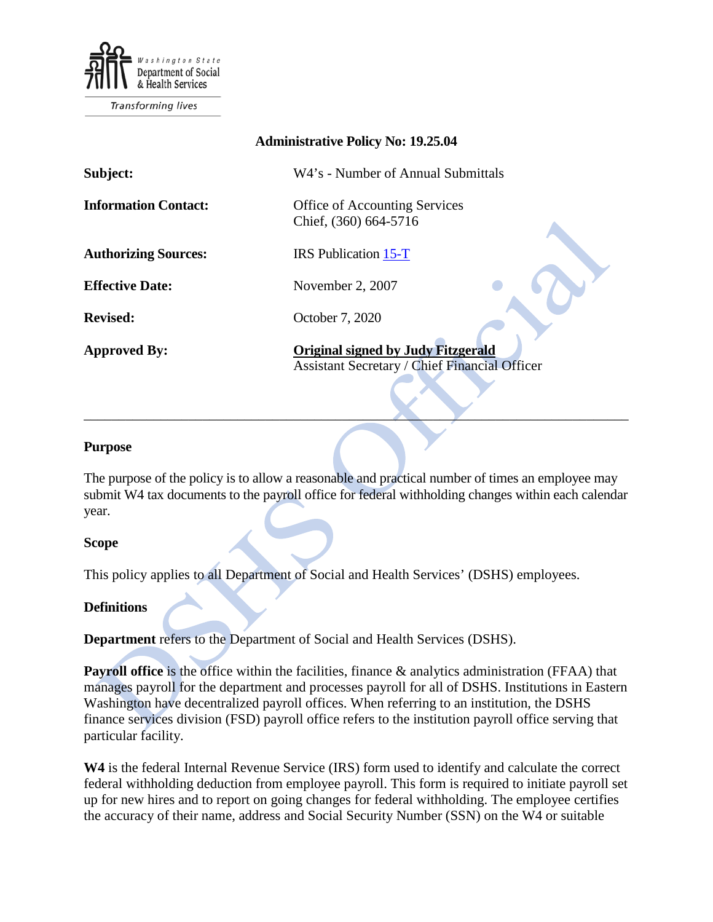Washington State Department of Social & Health Services

Transforming lives

**Administrative Policy No: 19.25.04**

| | |
|---|---|
| **Subject:** | W4's - Number of Annual Submittals |
| **Information Contact:** | Office of Accounting Services<br>Chief, (360) 664-5716 |
| **Authorizing Sources:** | IRS Publication 15-T |
| **Effective Date:** | November 2, 2007 |
| **Revised:** | October 7, 2020 |
| **Approved By:** | **Original signed by Judy Fitzgerald**<br>Assistant Secretary / Chief Financial Officer |

---

### Purpose

The purpose of the policy is to allow a reasonable and practical number of times an employee may submit W4 tax documents to the payroll office for federal withholding changes within each calendar year.

### Scope

This policy applies to all Department of Social and Health Services' (DSHS) employees.

### Definitions

**Department** refers to the Department of Social and Health Services (DSHS).

**Payroll office** is the office within the facilities, finance & analytics administration (FFAA) that manages payroll for the department and processes payroll for all of DSHS. Institutions in Eastern Washington have decentralized payroll offices. When referring to an institution, the DSHS finance services division (FSD) payroll office refers to the institution payroll office serving that particular facility.

**W4** is the federal Internal Revenue Service (IRS) form used to identify and calculate the correct federal withholding deduction from employee payroll. This form is required to initiate payroll set up for new hires and to report on going changes for federal withholding. The employee certifies the accuracy of their name, address and Social Security Number (SSN) on the W4 or suitable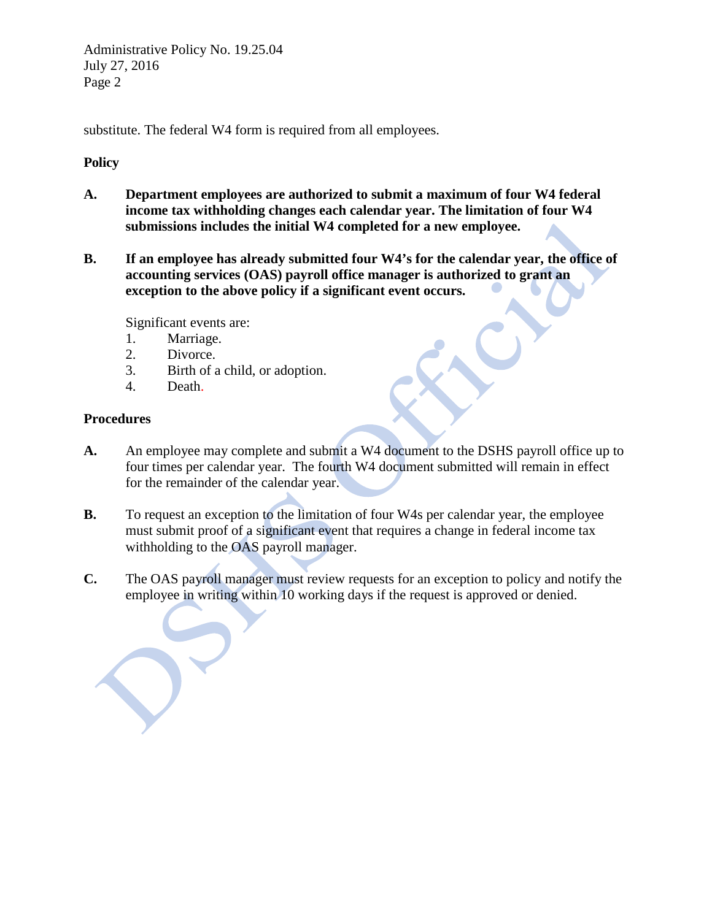substitute. The federal W4 form is required from all employees.

**Policy**

**A. Department employees are authorized to submit a maximum of four W4 federal income tax withholding changes each calendar year. The limitation of four W4 submissions includes the initial W4 completed for a new employee.**

**B. If an employee has already submitted four W4's for the calendar year, the office of accounting services (OAS) payroll office manager is authorized to grant an exception to the above policy if a significant event occurs.**

Significant events are:

1. Marriage.
2. Divorce.
3. Birth of a child, or adoption.
4. Death.

**Procedures**

**A.** An employee may complete and submit a W4 document to the DSHS payroll office up to four times per calendar year. The fourth W4 document submitted will remain in effect for the remainder of the calendar year.

**B.** To request an exception to the limitation of four W4s per calendar year, the employee must submit proof of a significant event that requires a change in federal income tax withholding to the OAS payroll manager.

**C.** The OAS payroll manager must review requests for an exception to policy and notify the employee in writing within 10 working days if the request is approved or denied.